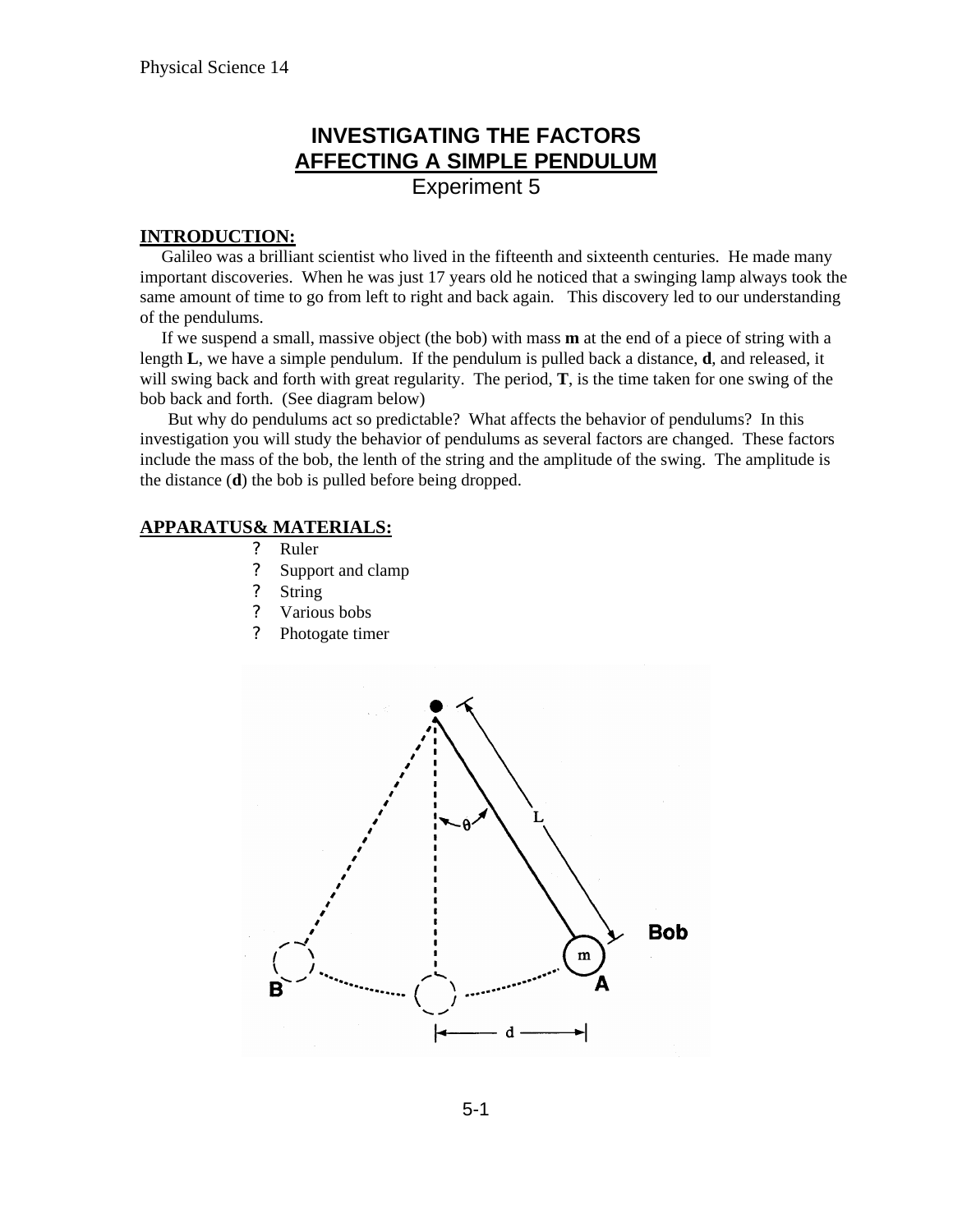# INVESTIGATING THE FACTORS AFFECTING A SIMPLE PENDULUM

Experiment 5

## INTRODUCTION:

Galileo was a brilliant scientist who lived in the fifteenth and sixteenth centuries. He made many important discoveries. When he was just 17 years old he noticed that a swinging lamp always took the same amount of time to go from left to right and back again. This discovery led to our understanding of the pendulums.

If we suspend a small, massive object (the bob) with mass **m** at the end of a piece of string with a length **L**, we have a simple pendulum. If the pendulum is pulled back a distance, **d**, and released, it will swing back and forth with great regularity. The period, **T**, is the time taken for one swing of the bob back and forth. (See diagram below)

But why do pendulums act so predictable? What affects the behavior of pendulums? In this investigation you will study the behavior of pendulums as several factors are changed. These factors include the mass of the bob, the lenth of the string and the amplitude of the swing. The amplitude is the distance (**d**) the bob is pulled before being dropped.

## APPARATUS& MATERIALS:

- Ruler
- Support and clamp
- String
- Various bobs
- Photogate timer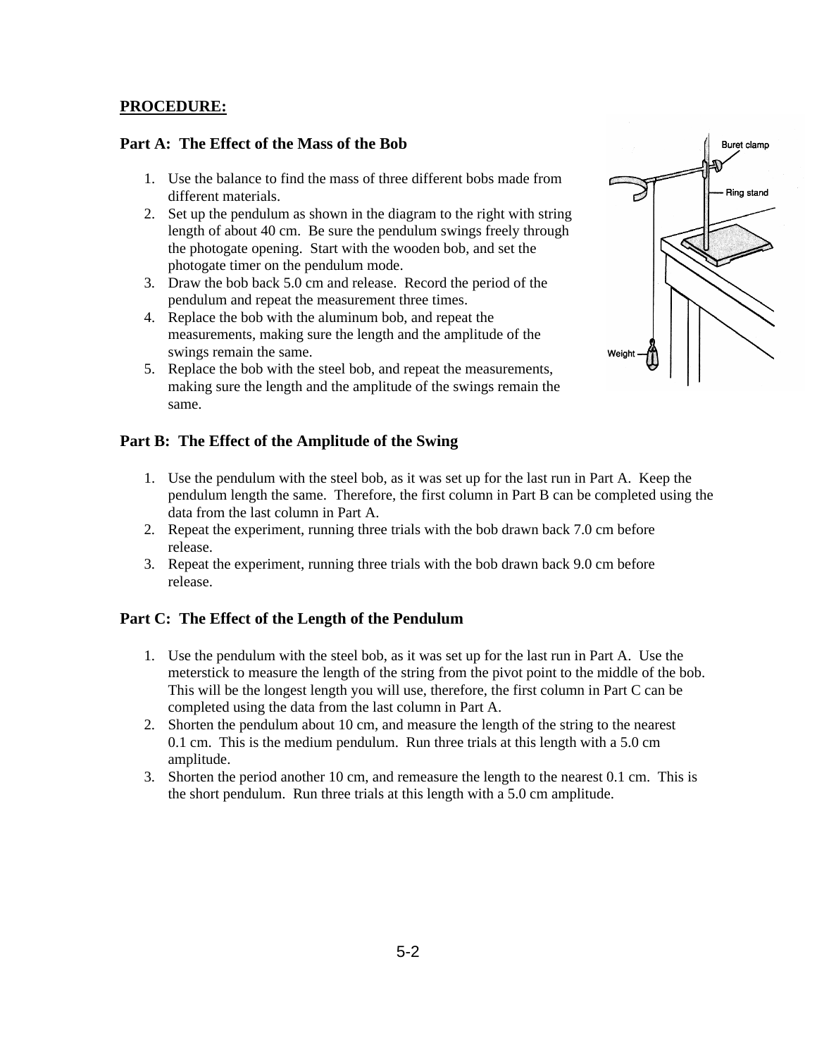**PROCEDURE:**

### Part A: The Effect of the Mass of the Bob

1. Use the balance to find the mass of three different bobs made from different materials.
2. Set up the pendulum as shown in the diagram to the right with string length of about 40 cm. Be sure the pendulum swings freely through the photogate opening. Start with the wooden bob, and set the photogate timer on the pendulum mode.
3. Draw the bob back 5.0 cm and release. Record the period of the pendulum and repeat the measurement three times.
4. Replace the bob with the aluminum bob, and repeat the measurements, making sure the length and the amplitude of the swings remain the same.
5. Replace the bob with the steel bob, and repeat the measurements, making sure the length and the amplitude of the swings remain the same.

### Part B: The Effect of the Amplitude of the Swing

1. Use the pendulum with the steel bob, as it was set up for the last run in Part A. Keep the pendulum length the same. Therefore, the first column in Part B can be completed using the data from the last column in Part A.
2. Repeat the experiment, running three trials with the bob drawn back 7.0 cm before release.
3. Repeat the experiment, running three trials with the bob drawn back 9.0 cm before release.

### Part C: The Effect of the Length of the Pendulum

1. Use the pendulum with the steel bob, as it was set up for the last run in Part A. Use the meterstick to measure the length of the string from the pivot point to the middle of the bob. This will be the longest length you will use, therefore, the first column in Part C can be completed using the data from the last column in Part A.
2. Shorten the pendulum about 10 cm, and measure the length of the string to the nearest 0.1 cm. This is the medium pendulum. Run three trials at this length with a 5.0 cm amplitude.
3. Shorten the period another 10 cm, and remeasure the length to the nearest 0.1 cm. This is the short pendulum. Run three trials at this length with a 5.0 cm amplitude.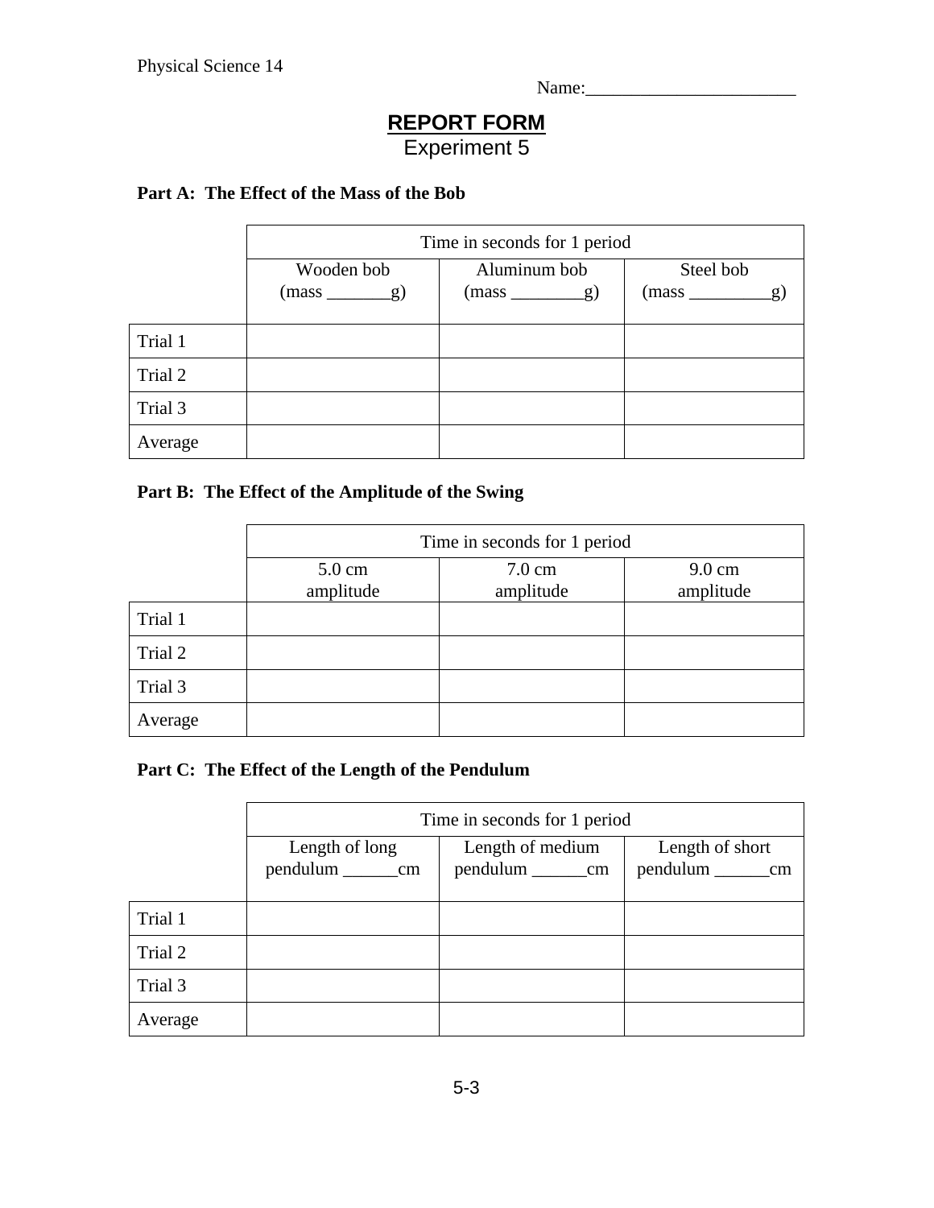Physical Science 14

Name:_______________________

## REPORT FORM
Experiment 5

### Part A: The Effect of the Mass of the Bob

| | Time in seconds for 1 period | | |
|---|---|---|---|
| | Wooden bob (mass _______g) | Aluminum bob (mass ________g) | Steel bob (mass _________g) |
| Trial 1 | | | |
| Trial 2 | | | |
| Trial 3 | | | |
| Average | | | |

### Part B: The Effect of the Amplitude of the Swing

| | Time in seconds for 1 period | | |
|---|---|---|---|
| | 5.0 cm amplitude | 7.0 cm amplitude | 9.0 cm amplitude |
| Trial 1 | | | |
| Trial 2 | | | |
| Trial 3 | | | |
| Average | | | |

### Part C: The Effect of the Length of the Pendulum

| | Time in seconds for 1 period | | |
|---|---|---|---|
| | Length of long pendulum ______cm | Length of medium pendulum ______cm | Length of short pendulum ______cm |
| Trial 1 | | | |
| Trial 2 | | | |
| Trial 3 | | | |
| Average | | | |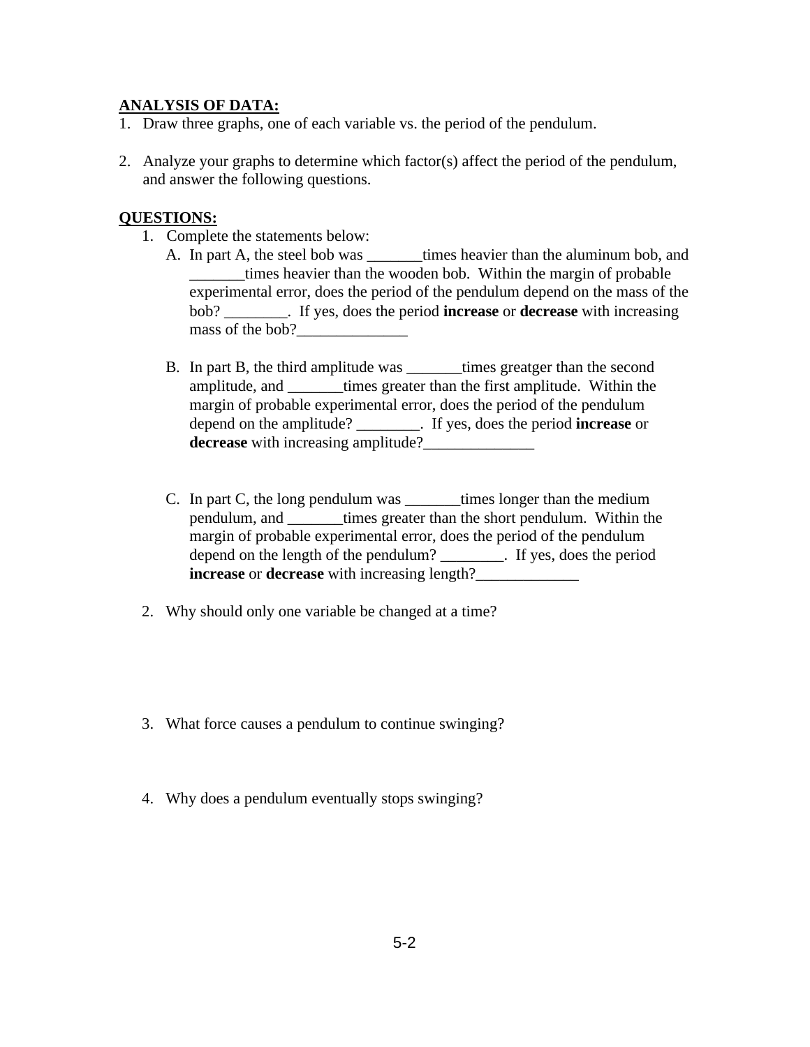**ANALYSIS OF DATA:**

1. Draw three graphs, one of each variable vs. the period of the pendulum.

2. Analyze your graphs to determine which factor(s) affect the period of the pendulum, and answer the following questions.

**QUESTIONS:**

1. Complete the statements below:
   A. In part A, the steel bob was _______times heavier than the aluminum bob, and _______times heavier than the wooden bob. Within the margin of probable experimental error, does the period of the pendulum depend on the mass of the bob? ________. If yes, does the period **increase** or **decrease** with increasing mass of the bob?______________

   B. In part B, the third amplitude was _______times greatger than the second amplitude, and _______times greater than the first amplitude. Within the margin of probable experimental error, does the period of the pendulum depend on the amplitude? ________. If yes, does the period **increase** or **decrease** with increasing amplitude?______________

   C. In part C, the long pendulum was _______times longer than the medium pendulum, and _______times greater than the short pendulum. Within the margin of probable experimental error, does the period of the pendulum depend on the length of the pendulum? ________. If yes, does the period **increase** or **decrease** with increasing length?_____________

2. Why should only one variable be changed at a time?

3. What force causes a pendulum to continue swinging?

4. Why does a pendulum eventually stops swinging?